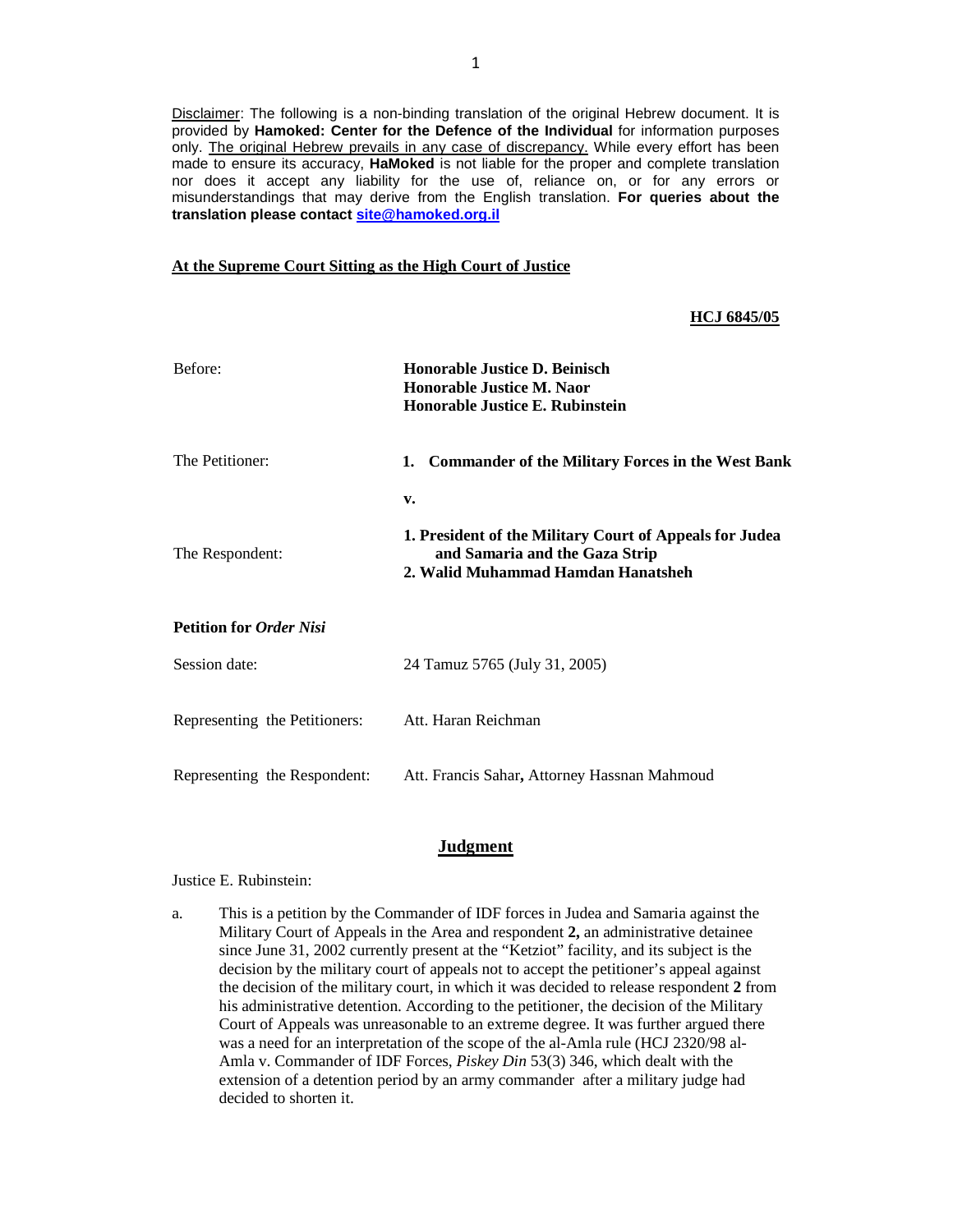Disclaimer: The following is a non-binding translation of the original Hebrew document. It is provided by **Hamoked: Center for the Defence of the Individual** for information purposes only. The original Hebrew prevails in any case of discrepancy. While every effort has been made to ensure its accuracy, **HaMoked** is not liable for the proper and complete translation nor does it accept any liability for the use of, reliance on, or for any errors or misunderstandings that may derive from the English translation. **For queries about the translation please contact site@hamoked.org.il**

**At the Supreme Court Sitting as the High Court of Justice**

**HCJ 6845/05**

| | |
|---|---|
| Before: | **Honorable Justice D. Beinisch**<br>**Honorable Justice M. Naor**<br>**Honorable Justice E. Rubinstein** |
| The Petitioner: | **1. Commander of the Military Forces in the West Bank** |
| | **v.** |
| The Respondent: | **1. President of the Military Court of Appeals for Judea and Samaria and the Gaza Strip**<br>**2. Walid Muhammad Hamdan Hanatsheh** |

**Petition for *Order Nisi***

| | |
|---|---|
| Session date: | 24 Tamuz 5765 (July 31, 2005) |
| Representing the Petitioners: | Att. Haran Reichman |
| Representing the Respondent: | Att. Francis Sahar**,** Attorney Hassnan Mahmoud |

## Judgment

Justice E. Rubinstein:

a. This is a petition by the Commander of IDF forces in Judea and Samaria against the Military Court of Appeals in the Area and respondent **2,** an administrative detainee since June 31, 2002 currently present at the "Ketziot" facility, and its subject is the decision by the military court of appeals not to accept the petitioner's appeal against the decision of the military court, in which it was decided to release respondent **2** from his administrative detention. According to the petitioner, the decision of the Military Court of Appeals was unreasonable to an extreme degree. It was further argued there was a need for an interpretation of the scope of the al-Amla rule (HCJ 2320/98 al-Amla v. Commander of IDF Forces, *Piskey Din* 53(3) 346, which dealt with the extension of a detention period by an army commander after a military judge had decided to shorten it.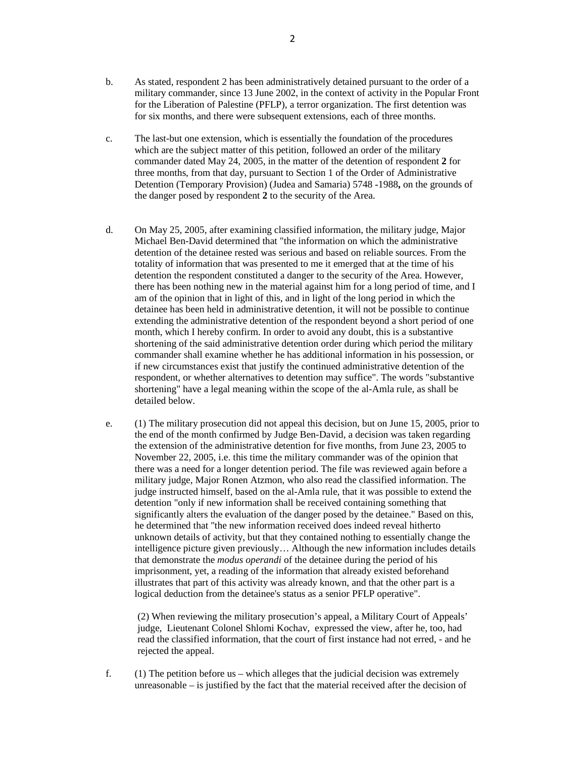b. As stated, respondent 2 has been administratively detained pursuant to the order of a military commander, since 13 June 2002, in the context of activity in the Popular Front for the Liberation of Palestine (PFLP), a terror organization. The first detention was for six months, and there were subsequent extensions, each of three months.

c. The last-but one extension, which is essentially the foundation of the procedures which are the subject matter of this petition, followed an order of the military commander dated May 24, 2005, in the matter of the detention of respondent **2** for three months, from that day, pursuant to Section 1 of the Order of Administrative Detention (Temporary Provision) (Judea and Samaria) 5748 -1988**,** on the grounds of the danger posed by respondent **2** to the security of the Area.

d. On May 25, 2005, after examining classified information, the military judge, Major Michael Ben-David determined that "the information on which the administrative detention of the detainee rested was serious and based on reliable sources. From the totality of information that was presented to me it emerged that at the time of his detention the respondent constituted a danger to the security of the Area. However, there has been nothing new in the material against him for a long period of time, and I am of the opinion that in light of this, and in light of the long period in which the detainee has been held in administrative detention, it will not be possible to continue extending the administrative detention of the respondent beyond a short period of one month, which I hereby confirm. In order to avoid any doubt, this is a substantive shortening of the said administrative detention order during which period the military commander shall examine whether he has additional information in his possession, or if new circumstances exist that justify the continued administrative detention of the respondent, or whether alternatives to detention may suffice". The words "substantive shortening" have a legal meaning within the scope of the al-Amla rule, as shall be detailed below.

e. (1) The military prosecution did not appeal this decision, but on June 15, 2005, prior to the end of the month confirmed by Judge Ben-David, a decision was taken regarding the extension of the administrative detention for five months, from June 23, 2005 to November 22, 2005, i.e. this time the military commander was of the opinion that there was a need for a longer detention period. The file was reviewed again before a military judge, Major Ronen Atzmon, who also read the classified information. The judge instructed himself, based on the al-Amla rule, that it was possible to extend the detention "only if new information shall be received containing something that significantly alters the evaluation of the danger posed by the detainee." Based on this, he determined that "the new information received does indeed reveal hitherto unknown details of activity, but that they contained nothing to essentially change the intelligence picture given previously… Although the new information includes details that demonstrate the *modus operandi* of the detainee during the period of his imprisonment, yet, a reading of the information that already existed beforehand illustrates that part of this activity was already known, and that the other part is a logical deduction from the detainee's status as a senior PFLP operative".

(2) When reviewing the military prosecution's appeal, a Military Court of Appeals' judge, Lieutenant Colonel Shlomi Kochav, expressed the view, after he, too, had read the classified information, that the court of first instance had not erred, - and he rejected the appeal.

f. (1) The petition before us – which alleges that the judicial decision was extremely unreasonable – is justified by the fact that the material received after the decision of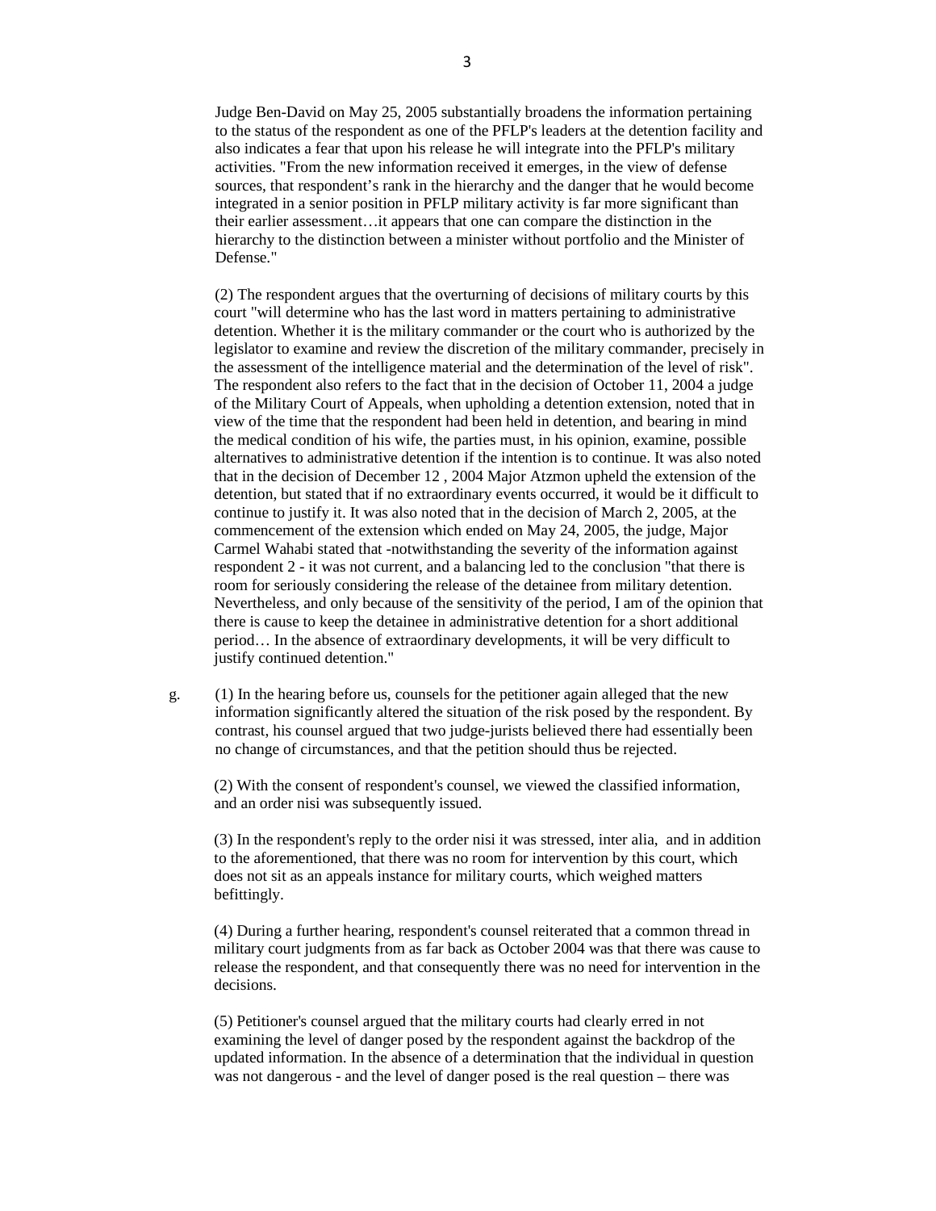Judge Ben-David on May 25, 2005 substantially broadens the information pertaining to the status of the respondent as one of the PFLP's leaders at the detention facility and also indicates a fear that upon his release he will integrate into the PFLP's military activities. "From the new information received it emerges, in the view of defense sources, that respondent's rank in the hierarchy and the danger that he would become integrated in a senior position in PFLP military activity is far more significant than their earlier assessment…it appears that one can compare the distinction in the hierarchy to the distinction between a minister without portfolio and the Minister of Defense."

(2) The respondent argues that the overturning of decisions of military courts by this court "will determine who has the last word in matters pertaining to administrative detention. Whether it is the military commander or the court who is authorized by the legislator to examine and review the discretion of the military commander, precisely in the assessment of the intelligence material and the determination of the level of risk". The respondent also refers to the fact that in the decision of October 11, 2004 a judge of the Military Court of Appeals, when upholding a detention extension, noted that in view of the time that the respondent had been held in detention, and bearing in mind the medical condition of his wife, the parties must, in his opinion, examine, possible alternatives to administrative detention if the intention is to continue. It was also noted that in the decision of December 12 , 2004 Major Atzmon upheld the extension of the detention, but stated that if no extraordinary events occurred, it would be it difficult to continue to justify it. It was also noted that in the decision of March 2, 2005, at the commencement of the extension which ended on May 24, 2005, the judge, Major Carmel Wahabi stated that -notwithstanding the severity of the information against respondent 2 - it was not current, and a balancing led to the conclusion "that there is room for seriously considering the release of the detainee from military detention. Nevertheless, and only because of the sensitivity of the period, I am of the opinion that there is cause to keep the detainee in administrative detention for a short additional period… In the absence of extraordinary developments, it will be very difficult to justify continued detention."

g. (1) In the hearing before us, counsels for the petitioner again alleged that the new information significantly altered the situation of the risk posed by the respondent. By contrast, his counsel argued that two judge-jurists believed there had essentially been no change of circumstances, and that the petition should thus be rejected.

(2) With the consent of respondent's counsel, we viewed the classified information, and an order nisi was subsequently issued.

(3) In the respondent's reply to the order nisi it was stressed, inter alia, and in addition to the aforementioned, that there was no room for intervention by this court, which does not sit as an appeals instance for military courts, which weighed matters befittingly.

(4) During a further hearing, respondent's counsel reiterated that a common thread in military court judgments from as far back as October 2004 was that there was cause to release the respondent, and that consequently there was no need for intervention in the decisions.

(5) Petitioner's counsel argued that the military courts had clearly erred in not examining the level of danger posed by the respondent against the backdrop of the updated information. In the absence of a determination that the individual in question was not dangerous - and the level of danger posed is the real question – there was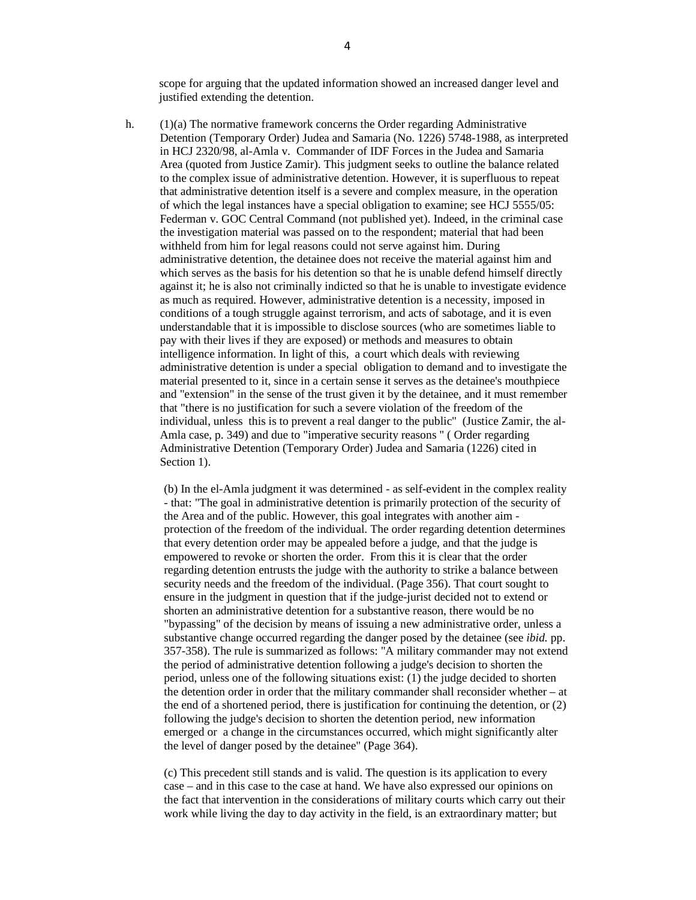scope for arguing that the updated information showed an increased danger level and justified extending the detention.

h. (1)(a) The normative framework concerns the Order regarding Administrative Detention (Temporary Order) Judea and Samaria (No. 1226) 5748-1988, as interpreted in HCJ 2320/98, al-Amla v. Commander of IDF Forces in the Judea and Samaria Area (quoted from Justice Zamir). This judgment seeks to outline the balance related to the complex issue of administrative detention. However, it is superfluous to repeat that administrative detention itself is a severe and complex measure, in the operation of which the legal instances have a special obligation to examine; see HCJ 5555/05: Federman v. GOC Central Command (not published yet). Indeed, in the criminal case the investigation material was passed on to the respondent; material that had been withheld from him for legal reasons could not serve against him. During administrative detention, the detainee does not receive the material against him and which serves as the basis for his detention so that he is unable defend himself directly against it; he is also not criminally indicted so that he is unable to investigate evidence as much as required. However, administrative detention is a necessity, imposed in conditions of a tough struggle against terrorism, and acts of sabotage, and it is even understandable that it is impossible to disclose sources (who are sometimes liable to pay with their lives if they are exposed) or methods and measures to obtain intelligence information. In light of this, a court which deals with reviewing administrative detention is under a special obligation to demand and to investigate the material presented to it, since in a certain sense it serves as the detainee's mouthpiece and "extension" in the sense of the trust given it by the detainee, and it must remember that "there is no justification for such a severe violation of the freedom of the individual, unless this is to prevent a real danger to the public" (Justice Zamir, the al-Amla case, p. 349) and due to "imperative security reasons " ( Order regarding Administrative Detention (Temporary Order) Judea and Samaria (1226) cited in Section 1).

(b) In the el-Amla judgment it was determined - as self-evident in the complex reality - that: "The goal in administrative detention is primarily protection of the security of the Area and of the public. However, this goal integrates with another aim - protection of the freedom of the individual. The order regarding detention determines that every detention order may be appealed before a judge, and that the judge is empowered to revoke or shorten the order. From this it is clear that the order regarding detention entrusts the judge with the authority to strike a balance between security needs and the freedom of the individual. (Page 356). That court sought to ensure in the judgment in question that if the judge-jurist decided not to extend or shorten an administrative detention for a substantive reason, there would be no "bypassing" of the decision by means of issuing a new administrative order, unless a substantive change occurred regarding the danger posed by the detainee (see *ibid.* pp. 357-358). The rule is summarized as follows: "A military commander may not extend the period of administrative detention following a judge's decision to shorten the period, unless one of the following situations exist: (1) the judge decided to shorten the detention order in order that the military commander shall reconsider whether – at the end of a shortened period, there is justification for continuing the detention, or (2) following the judge's decision to shorten the detention period, new information emerged or a change in the circumstances occurred, which might significantly alter the level of danger posed by the detainee" (Page 364).

(c) This precedent still stands and is valid. The question is its application to every case – and in this case to the case at hand. We have also expressed our opinions on the fact that intervention in the considerations of military courts which carry out their work while living the day to day activity in the field, is an extraordinary matter; but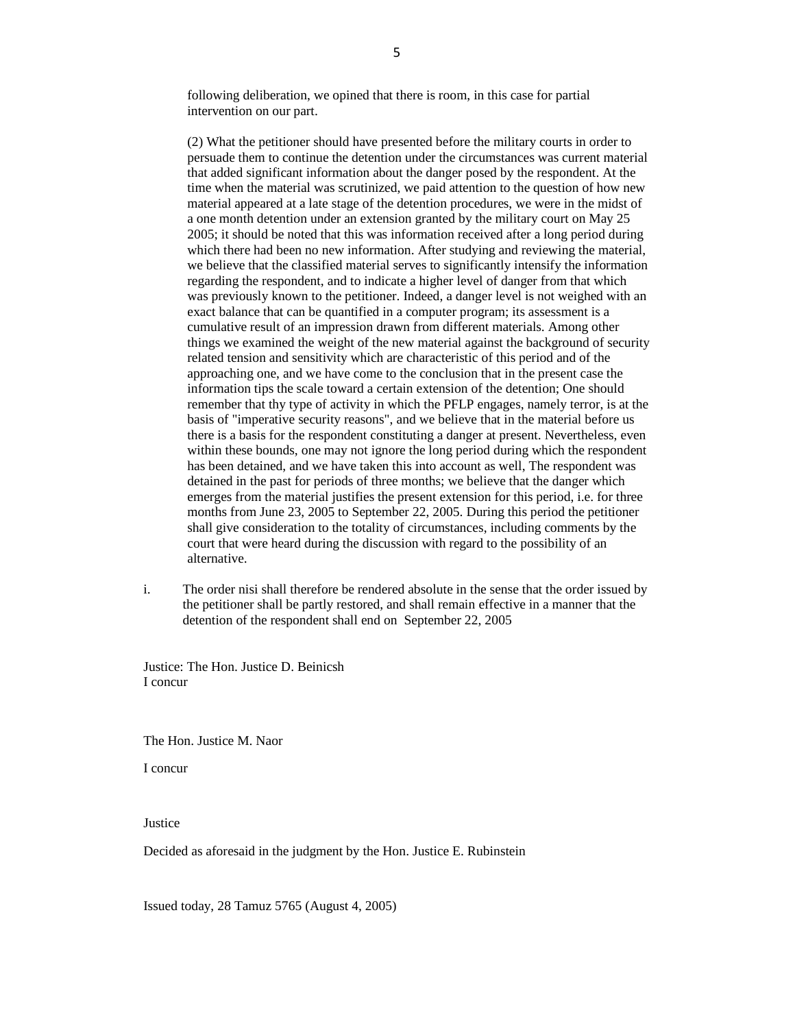following deliberation, we opined that there is room, in this case for partial intervention on our part.

(2) What the petitioner should have presented before the military courts in order to persuade them to continue the detention under the circumstances was current material that added significant information about the danger posed by the respondent. At the time when the material was scrutinized, we paid attention to the question of how new material appeared at a late stage of the detention procedures, we were in the midst of a one month detention under an extension granted by the military court on May 25 2005; it should be noted that this was information received after a long period during which there had been no new information. After studying and reviewing the material, we believe that the classified material serves to significantly intensify the information regarding the respondent, and to indicate a higher level of danger from that which was previously known to the petitioner. Indeed, a danger level is not weighed with an exact balance that can be quantified in a computer program; its assessment is a cumulative result of an impression drawn from different materials. Among other things we examined the weight of the new material against the background of security related tension and sensitivity which are characteristic of this period and of the approaching one, and we have come to the conclusion that in the present case the information tips the scale toward a certain extension of the detention; One should remember that thy type of activity in which the PFLP engages, namely terror, is at the basis of "imperative security reasons", and we believe that in the material before us there is a basis for the respondent constituting a danger at present. Nevertheless, even within these bounds, one may not ignore the long period during which the respondent has been detained, and we have taken this into account as well, The respondent was detained in the past for periods of three months; we believe that the danger which emerges from the material justifies the present extension for this period, i.e. for three months from June 23, 2005 to September 22, 2005. During this period the petitioner shall give consideration to the totality of circumstances, including comments by the court that were heard during the discussion with regard to the possibility of an alternative.

i. The order nisi shall therefore be rendered absolute in the sense that the order issued by the petitioner shall be partly restored, and shall remain effective in a manner that the detention of the respondent shall end on September 22, 2005

Justice: The Hon. Justice D. Beinicsh
I concur

The Hon. Justice M. Naor

I concur

Justice

Decided as aforesaid in the judgment by the Hon. Justice E. Rubinstein

Issued today, 28 Tamuz 5765 (August 4, 2005)